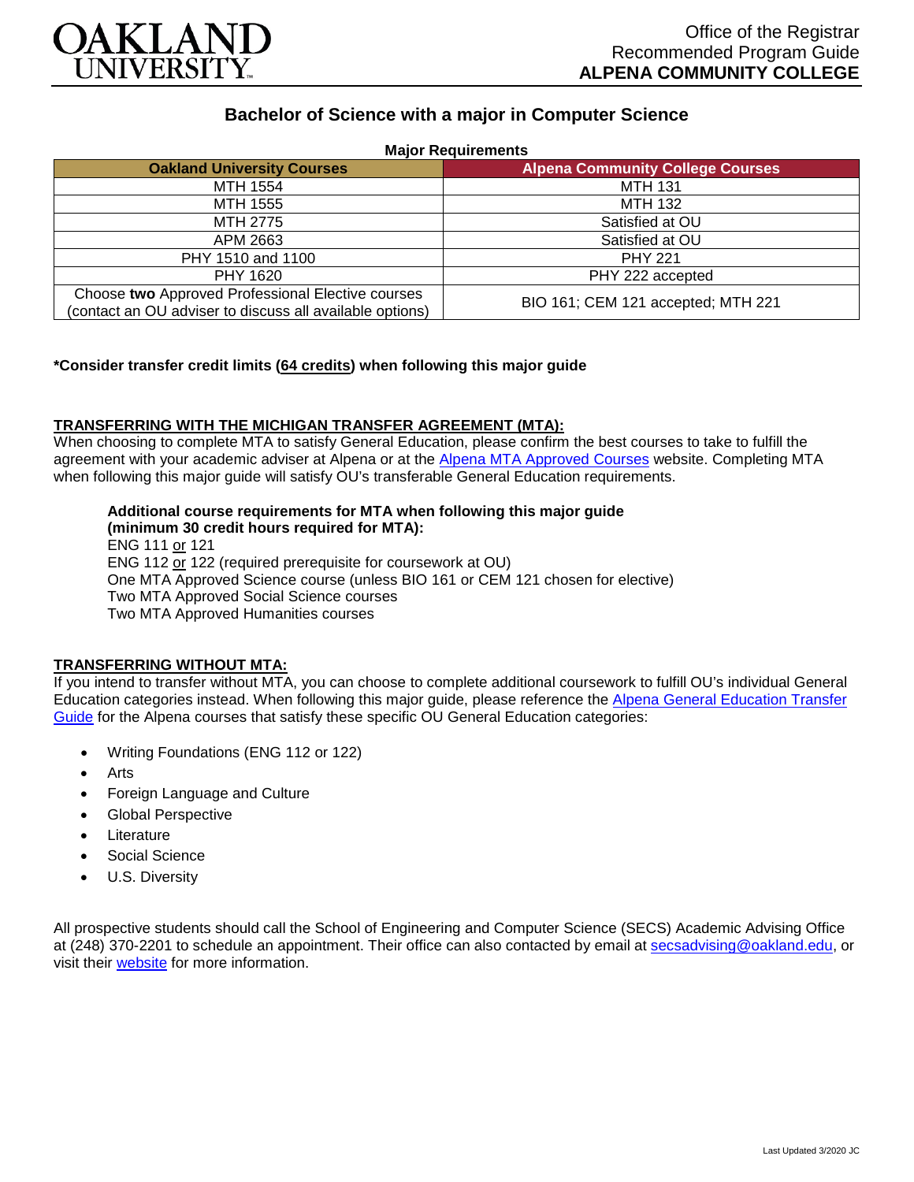Office of the Registrar
Recommended Program Guide
**ALPENA COMMUNITY COLLEGE**

# Bachelor of Science with a major in Computer Science

**Major Requirements**

| Oakland University Courses | Alpena Community College Courses |
|---|---|
| MTH 1554 | MTH 131 |
| MTH 1555 | MTH 132 |
| MTH 2775 | Satisfied at OU |
| APM 2663 | Satisfied at OU |
| PHY 1510 and 1100 | PHY 221 |
| PHY 1620 | PHY 222 accepted |
| Choose **two** Approved Professional Elective courses (contact an OU adviser to discuss all available options) | BIO 161; CEM 121 accepted; MTH 221 |

**\*Consider transfer credit limits (64 credits) when following this major guide**

## TRANSFERRING WITH THE MICHIGAN TRANSFER AGREEMENT (MTA):

When choosing to complete MTA to satisfy General Education, please confirm the best courses to take to fulfill the agreement with your academic adviser at Alpena or at the Alpena MTA Approved Courses website. Completing MTA when following this major guide will satisfy OU's transferable General Education requirements.

**Additional course requirements for MTA when following this major guide (minimum 30 credit hours required for MTA):**
ENG 111 or 121
ENG 112 or 122 (required prerequisite for coursework at OU)
One MTA Approved Science course (unless BIO 161 or CEM 121 chosen for elective)
Two MTA Approved Social Science courses
Two MTA Approved Humanities courses

## TRANSFERRING WITHOUT MTA:

If you intend to transfer without MTA, you can choose to complete additional coursework to fulfill OU's individual General Education categories instead. When following this major guide, please reference the Alpena General Education Transfer Guide for the Alpena courses that satisfy these specific OU General Education categories:

- Writing Foundations (ENG 112 or 122)
- Arts
- Foreign Language and Culture
- Global Perspective
- Literature
- Social Science
- U.S. Diversity

All prospective students should call the School of Engineering and Computer Science (SECS) Academic Advising Office at (248) 370-2201 to schedule an appointment. Their office can also contacted by email at secsadvising@oakland.edu, or visit their website for more information.

Last Updated 3/2020 JC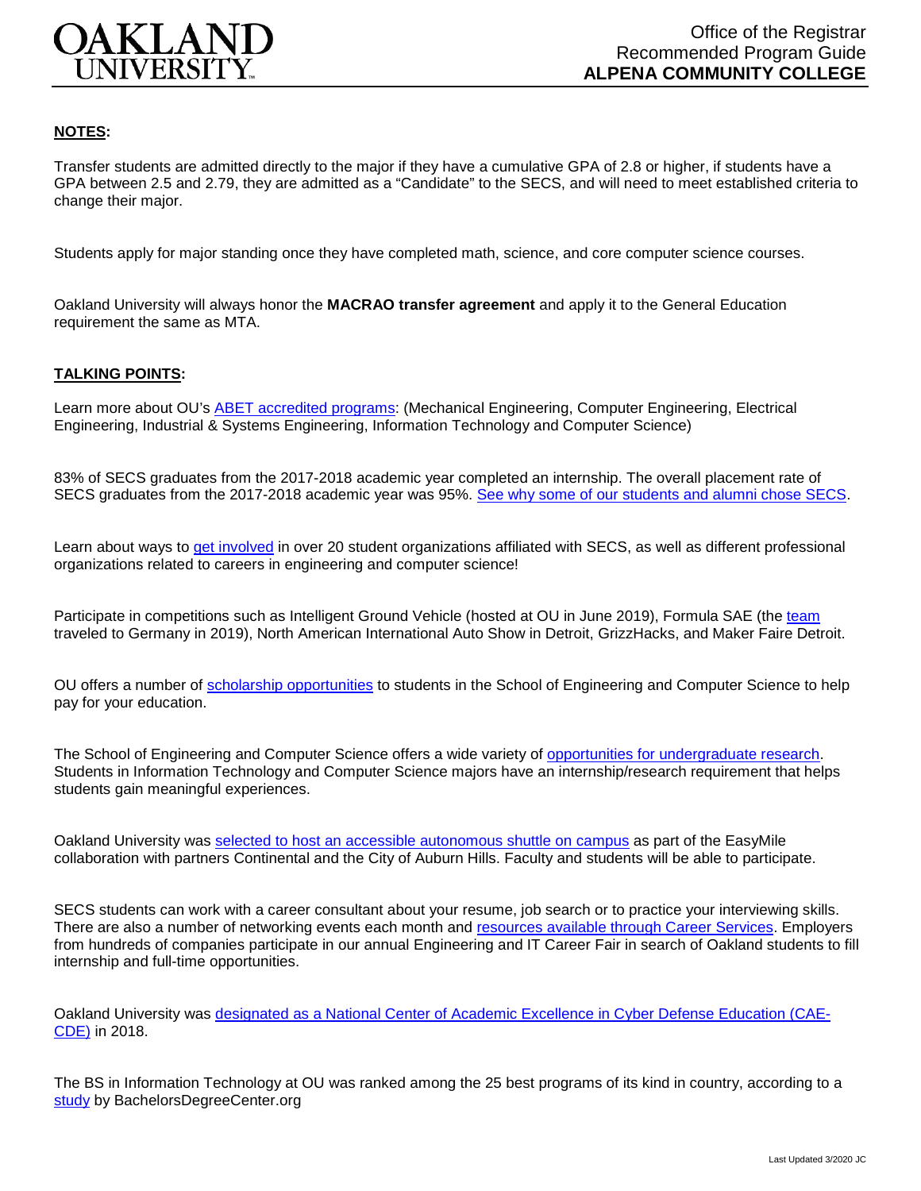**NOTES:**

Transfer students are admitted directly to the major if they have a cumulative GPA of 2.8 or higher, if students have a GPA between 2.5 and 2.79, they are admitted as a "Candidate" to the SECS, and will need to meet established criteria to change their major.

Students apply for major standing once they have completed math, science, and core computer science courses.

Oakland University will always honor the **MACRAO transfer agreement** and apply it to the General Education requirement the same as MTA.

**TALKING POINTS:**

Learn more about OU's ABET accredited programs: (Mechanical Engineering, Computer Engineering, Electrical Engineering, Industrial & Systems Engineering, Information Technology and Computer Science)

83% of SECS graduates from the 2017-2018 academic year completed an internship. The overall placement rate of SECS graduates from the 2017-2018 academic year was 95%. See why some of our students and alumni chose SECS.

Learn about ways to get involved in over 20 student organizations affiliated with SECS, as well as different professional organizations related to careers in engineering and computer science!

Participate in competitions such as Intelligent Ground Vehicle (hosted at OU in June 2019), Formula SAE (the team traveled to Germany in 2019), North American International Auto Show in Detroit, GrizzHacks, and Maker Faire Detroit.

OU offers a number of scholarship opportunities to students in the School of Engineering and Computer Science to help pay for your education.

The School of Engineering and Computer Science offers a wide variety of opportunities for undergraduate research. Students in Information Technology and Computer Science majors have an internship/research requirement that helps students gain meaningful experiences.

Oakland University was selected to host an accessible autonomous shuttle on campus as part of the EasyMile collaboration with partners Continental and the City of Auburn Hills. Faculty and students will be able to participate.

SECS students can work with a career consultant about your resume, job search or to practice your interviewing skills. There are also a number of networking events each month and resources available through Career Services. Employers from hundreds of companies participate in our annual Engineering and IT Career Fair in search of Oakland students to fill internship and full-time opportunities.

Oakland University was designated as a National Center of Academic Excellence in Cyber Defense Education (CAE-CDE) in 2018.

The BS in Information Technology at OU was ranked among the 25 best programs of its kind in country, according to a study by BachelorsDegreeCenter.org

Last Updated 3/2020 JC